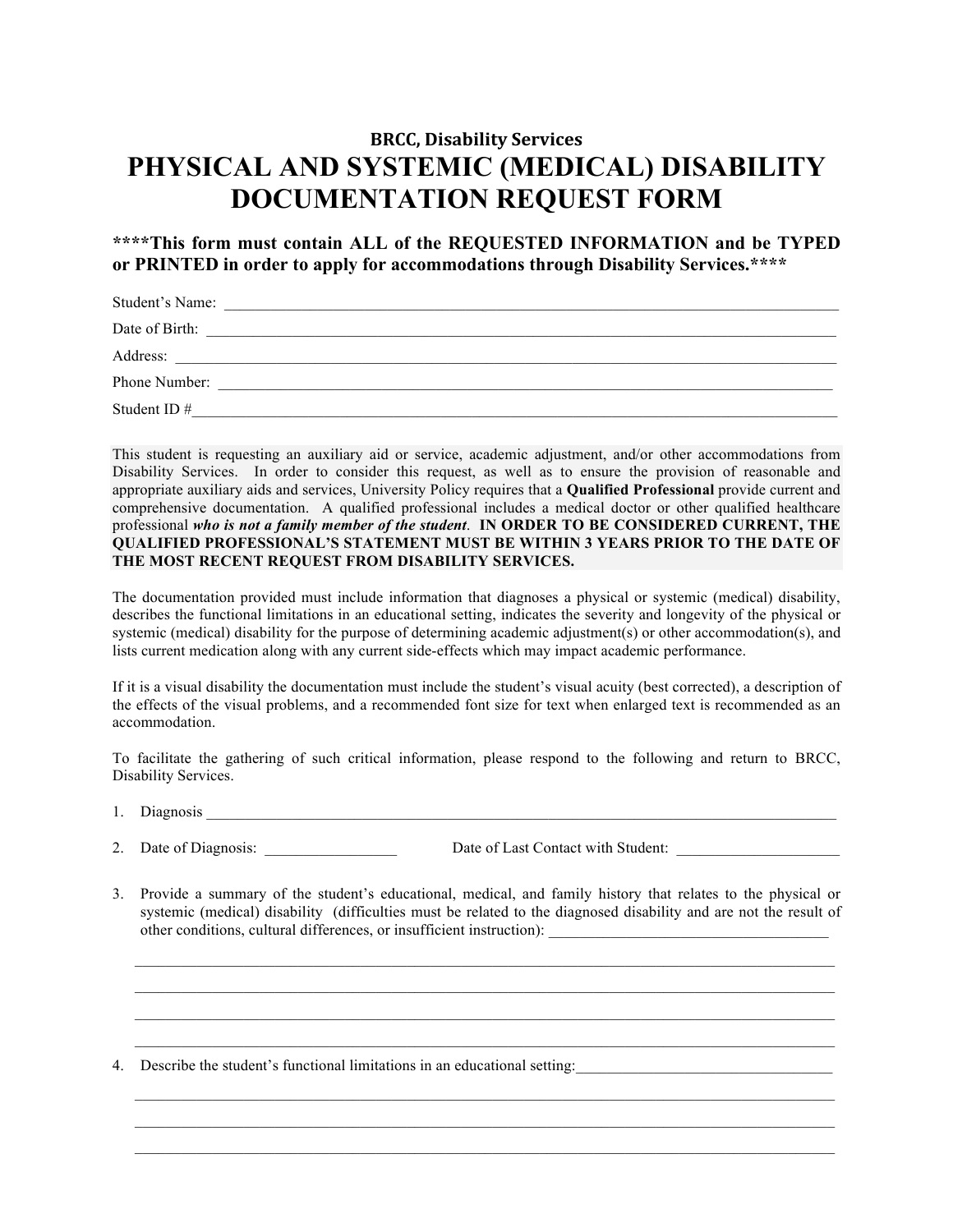**BRCC, Disability Services**

# PHYSICAL AND SYSTEMIC (MEDICAL) DISABILITY DOCUMENTATION REQUEST FORM

**\*\*\*\*This form must contain ALL of the REQUESTED INFORMATION and be TYPED or PRINTED in order to apply for accommodations through Disability Services.\*\*\*\***

Student's Name: ______________________________________________

Date of Birth: ______________________________________________

Address: ______________________________________________

Phone Number: ______________________________________________

Student ID #______________________________________________

This student is requesting an auxiliary aid or service, academic adjustment, and/or other accommodations from Disability Services. In order to consider this request, as well as to ensure the provision of reasonable and appropriate auxiliary aids and services, University Policy requires that a **Qualified Professional** provide current and comprehensive documentation. A qualified professional includes a medical doctor or other qualified healthcare professional ***who is not a family member of the student***. **IN ORDER TO BE CONSIDERED CURRENT, THE QUALIFIED PROFESSIONAL'S STATEMENT MUST BE WITHIN 3 YEARS PRIOR TO THE DATE OF THE MOST RECENT REQUEST FROM DISABILITY SERVICES.**

The documentation provided must include information that diagnoses a physical or systemic (medical) disability, describes the functional limitations in an educational setting, indicates the severity and longevity of the physical or systemic (medical) disability for the purpose of determining academic adjustment(s) or other accommodation(s), and lists current medication along with any current side-effects which may impact academic performance.

If it is a visual disability the documentation must include the student's visual acuity (best corrected), a description of the effects of the visual problems, and a recommended font size for text when enlarged text is recommended as an accommodation.

To facilitate the gathering of such critical information, please respond to the following and return to BRCC, Disability Services.

1. Diagnosis ______________________________________________

2. Date of Diagnosis: _________________ Date of Last Contact with Student: _____________________

3. Provide a summary of the student's educational, medical, and family history that relates to the physical or systemic (medical) disability (difficulties must be related to the diagnosed disability and are not the result of other conditions, cultural differences, or insufficient instruction): ____________________________________

   ______________________________________________

   ______________________________________________

   ______________________________________________

   ______________________________________________

4. Describe the student's functional limitations in an educational setting:__________________________________

   ______________________________________________

   ______________________________________________

   ______________________________________________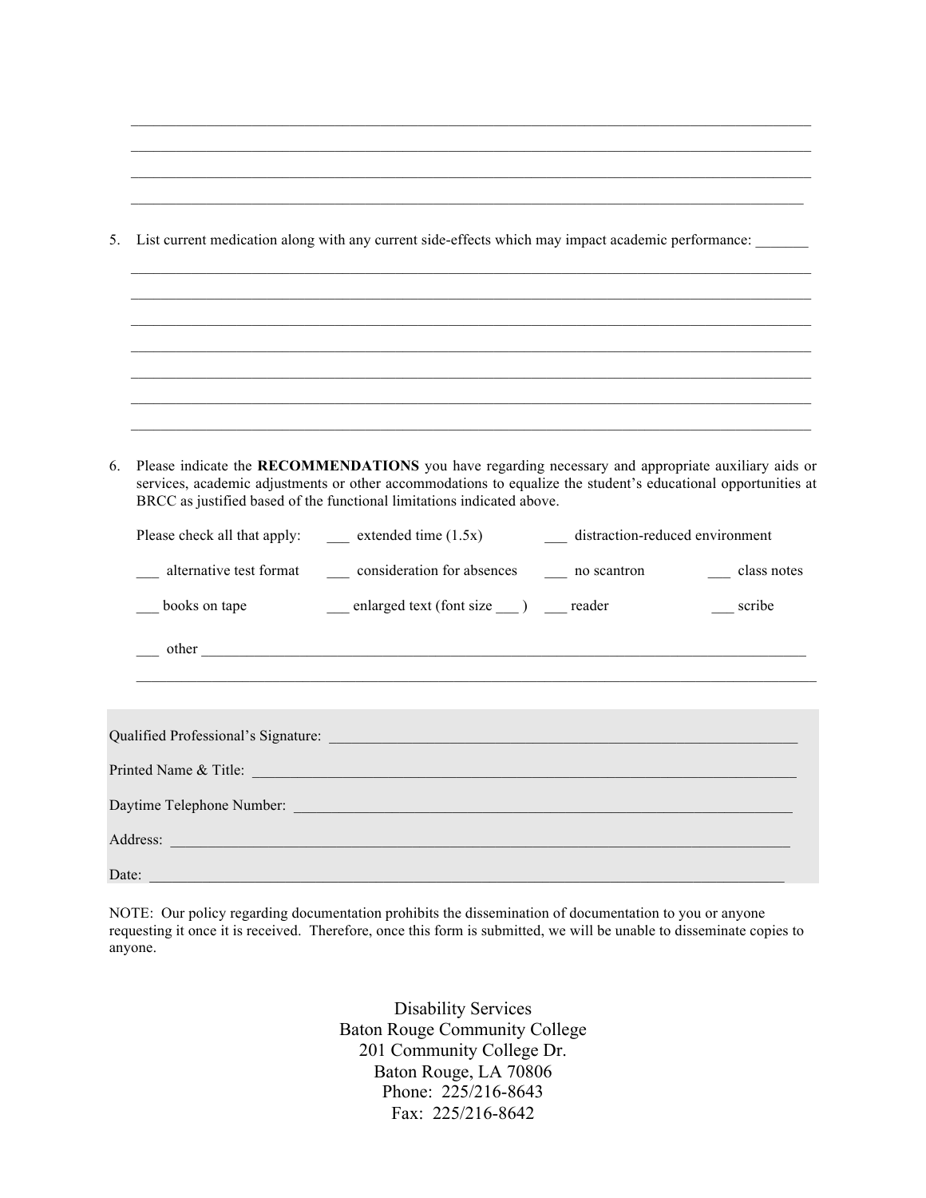\_\_\_\_\_\_\_\_\_\_\_\_\_\_\_\_\_\_\_\_\_\_\_\_\_\_\_\_\_\_\_\_\_\_\_\_\_\_\_\_\_\_\_\_\_\_\_\_\_\_\_\_\_\_\_\_\_\_\_\_\_\_\_\_\_\_\_\_\_\_\_\_\_\_\_\_\_\_

\_\_\_\_\_\_\_\_\_\_\_\_\_\_\_\_\_\_\_\_\_\_\_\_\_\_\_\_\_\_\_\_\_\_\_\_\_\_\_\_\_\_\_\_\_\_\_\_\_\_\_\_\_\_\_\_\_\_\_\_\_\_\_\_\_\_\_\_\_\_\_\_\_\_\_\_\_\_

\_\_\_\_\_\_\_\_\_\_\_\_\_\_\_\_\_\_\_\_\_\_\_\_\_\_\_\_\_\_\_\_\_\_\_\_\_\_\_\_\_\_\_\_\_\_\_\_\_\_\_\_\_\_\_\_\_\_\_\_\_\_\_\_\_\_\_\_\_\_\_\_\_\_\_\_\_\_

\_\_\_\_\_\_\_\_\_\_\_\_\_\_\_\_\_\_\_\_\_\_\_\_\_\_\_\_\_\_\_\_\_\_\_\_\_\_\_\_\_\_\_\_\_\_\_\_\_\_\_\_\_\_\_\_\_\_\_\_\_\_\_\_\_\_\_\_\_\_\_\_\_\_\_\_\_\_

5. List current medication along with any current side-effects which may impact academic performance: \_\_\_\_\_\_\_

\_\_\_\_\_\_\_\_\_\_\_\_\_\_\_\_\_\_\_\_\_\_\_\_\_\_\_\_\_\_\_\_\_\_\_\_\_\_\_\_\_\_\_\_\_\_\_\_\_\_\_\_\_\_\_\_\_\_\_\_\_\_\_\_\_\_\_\_\_\_\_\_\_\_\_\_\_\_

\_\_\_\_\_\_\_\_\_\_\_\_\_\_\_\_\_\_\_\_\_\_\_\_\_\_\_\_\_\_\_\_\_\_\_\_\_\_\_\_\_\_\_\_\_\_\_\_\_\_\_\_\_\_\_\_\_\_\_\_\_\_\_\_\_\_\_\_\_\_\_\_\_\_\_\_\_\_

\_\_\_\_\_\_\_\_\_\_\_\_\_\_\_\_\_\_\_\_\_\_\_\_\_\_\_\_\_\_\_\_\_\_\_\_\_\_\_\_\_\_\_\_\_\_\_\_\_\_\_\_\_\_\_\_\_\_\_\_\_\_\_\_\_\_\_\_\_\_\_\_\_\_\_\_\_\_

\_\_\_\_\_\_\_\_\_\_\_\_\_\_\_\_\_\_\_\_\_\_\_\_\_\_\_\_\_\_\_\_\_\_\_\_\_\_\_\_\_\_\_\_\_\_\_\_\_\_\_\_\_\_\_\_\_\_\_\_\_\_\_\_\_\_\_\_\_\_\_\_\_\_\_\_\_\_

\_\_\_\_\_\_\_\_\_\_\_\_\_\_\_\_\_\_\_\_\_\_\_\_\_\_\_\_\_\_\_\_\_\_\_\_\_\_\_\_\_\_\_\_\_\_\_\_\_\_\_\_\_\_\_\_\_\_\_\_\_\_\_\_\_\_\_\_\_\_\_\_\_\_\_\_\_\_

\_\_\_\_\_\_\_\_\_\_\_\_\_\_\_\_\_\_\_\_\_\_\_\_\_\_\_\_\_\_\_\_\_\_\_\_\_\_\_\_\_\_\_\_\_\_\_\_\_\_\_\_\_\_\_\_\_\_\_\_\_\_\_\_\_\_\_\_\_\_\_\_\_\_\_\_\_\_

\_\_\_\_\_\_\_\_\_\_\_\_\_\_\_\_\_\_\_\_\_\_\_\_\_\_\_\_\_\_\_\_\_\_\_\_\_\_\_\_\_\_\_\_\_\_\_\_\_\_\_\_\_\_\_\_\_\_\_\_\_\_\_\_\_\_\_\_\_\_\_\_\_\_\_\_\_\_

6. Please indicate the **RECOMMENDATIONS** you have regarding necessary and appropriate auxiliary aids or services, academic adjustments or other accommodations to equalize the student's educational opportunities at BRCC as justified based of the functional limitations indicated above.

   Please check all that apply:

   \_\_\_ extended time (1.5x) \_\_\_ distraction-reduced environment

   \_\_\_ alternative test format \_\_\_ consideration for absences \_\_\_ no scantron \_\_\_ class notes

   \_\_\_ books on tape \_\_\_ enlarged text (font size \_\_\_ ) \_\_\_ reader \_\_\_ scribe

   \_\_\_ other \_\_\_\_\_\_\_\_\_\_\_\_\_\_\_\_\_\_\_\_\_\_\_\_\_\_\_\_\_\_\_\_\_\_\_\_\_\_\_\_\_\_\_\_\_\_\_\_\_\_\_\_\_\_\_\_\_\_\_\_\_\_\_\_\_\_\_\_\_\_\_\_\_\_\_

   \_\_\_\_\_\_\_\_\_\_\_\_\_\_\_\_\_\_\_\_\_\_\_\_\_\_\_\_\_\_\_\_\_\_\_\_\_\_\_\_\_\_\_\_\_\_\_\_\_\_\_\_\_\_\_\_\_\_\_\_\_\_\_\_\_\_\_\_\_\_\_\_\_\_\_\_\_\_

Qualified Professional's Signature: \_\_\_\_\_\_\_\_\_\_\_\_\_\_\_\_\_\_\_\_\_\_\_\_\_\_\_\_\_\_\_\_\_\_\_\_\_\_\_\_\_\_\_\_\_\_\_\_\_\_\_\_\_\_\_\_\_

Printed Name & Title: \_\_\_\_\_\_\_\_\_\_\_\_\_\_\_\_\_\_\_\_\_\_\_\_\_\_\_\_\_\_\_\_\_\_\_\_\_\_\_\_\_\_\_\_\_\_\_\_\_\_\_\_\_\_\_\_\_\_\_\_\_\_\_\_\_\_

Daytime Telephone Number: \_\_\_\_\_\_\_\_\_\_\_\_\_\_\_\_\_\_\_\_\_\_\_\_\_\_\_\_\_\_\_\_\_\_\_\_\_\_\_\_\_\_\_\_\_\_\_\_\_\_\_\_\_\_\_\_\_\_\_\_

Address: \_\_\_\_\_\_\_\_\_\_\_\_\_\_\_\_\_\_\_\_\_\_\_\_\_\_\_\_\_\_\_\_\_\_\_\_\_\_\_\_\_\_\_\_\_\_\_\_\_\_\_\_\_\_\_\_\_\_\_\_\_\_\_\_\_\_\_\_\_\_\_\_\_\_

Date: \_\_\_\_\_\_\_\_\_\_\_\_\_\_\_\_\_\_\_\_\_\_\_\_\_\_\_\_\_\_\_\_\_\_\_\_\_\_\_\_\_\_\_\_\_\_\_\_\_\_\_\_\_\_\_\_\_\_\_\_\_\_\_\_\_\_\_\_\_\_\_\_\_\_\_

NOTE: Our policy regarding documentation prohibits the dissemination of documentation to you or anyone requesting it once it is received. Therefore, once this form is submitted, we will be unable to disseminate copies to anyone.

Disability Services
Baton Rouge Community College
201 Community College Dr.
Baton Rouge, LA 70806
Phone: 225/216-8643
Fax: 225/216-8642